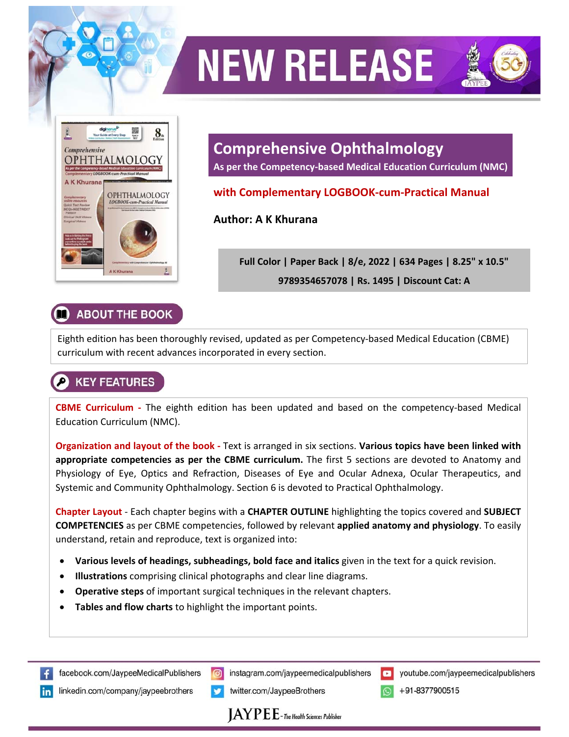# NEW RELEASE

## Comprehensive Ophthalmology

**As per the Competency-based Medical Education Curriculum (NMC)**

**with Complementary LOGBOOK-cum-Practical Manual**

**Author: A K Khurana**

**Full Color | Paper Back | 8/e, 2022 | 634 Pages | 8.25" x 10.5"**

**9789354657078 | Rs. 1495 | Discount Cat: A**

## ABOUT THE BOOK

Eighth edition has been thoroughly revised, updated as per Competency-based Medical Education (CBME) curriculum with recent advances incorporated in every section.

## KEY FEATURES

**CBME Curriculum -** The eighth edition has been updated and based on the competency-based Medical Education Curriculum (NMC).

**Organization and layout of the book -** Text is arranged in six sections. **Various topics have been linked with appropriate competencies as per the CBME curriculum.** The first 5 sections are devoted to Anatomy and Physiology of Eye, Optics and Refraction, Diseases of Eye and Ocular Adnexa, Ocular Therapeutics, and Systemic and Community Ophthalmology. Section 6 is devoted to Practical Ophthalmology.

**Chapter Layout** - Each chapter begins with a **CHAPTER OUTLINE** highlighting the topics covered and **SUBJECT COMPETENCIES** as per CBME competencies, followed by relevant **applied anatomy and physiology**. To easily understand, retain and reproduce, text is organized into:

- **Various levels of headings, subheadings, bold face and italics** given in the text for a quick revision.
- **Illustrations** comprising clinical photographs and clear line diagrams.
- **Operative steps** of important surgical techniques in the relevant chapters.
- **Tables and flow charts** to highlight the important points.

facebook.com/JaypeeMedicalPublishers | instagram.com/jaypeemedicalpublishers | youtube.com/jaypeemedicalpublishers

linkedin.com/company/jaypeebrothers | twitter.com/JaypeeBrothers | +91-8377900515

JAYPEE - The Health Sciences Publisher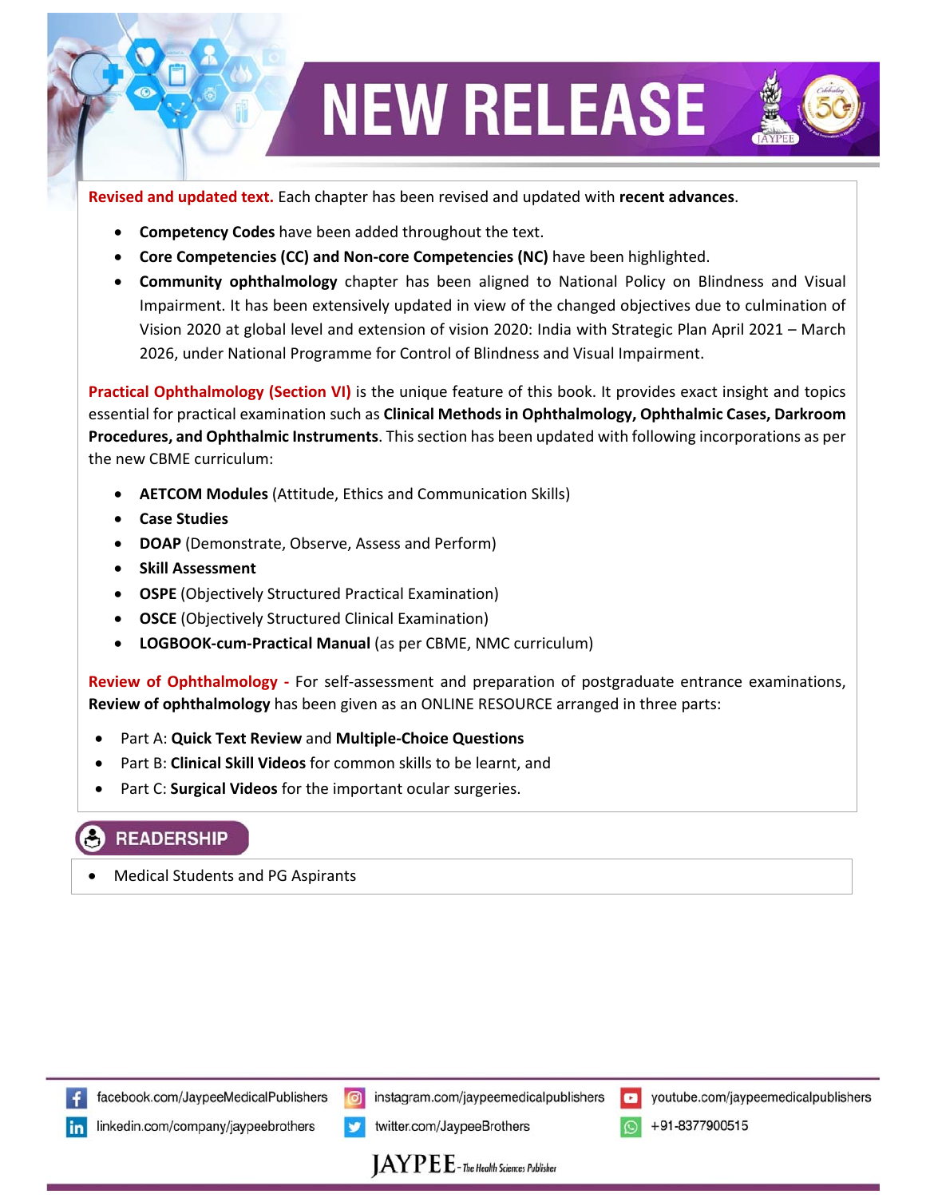# NEW RELEASE

**Revised and updated text.** Each chapter has been revised and updated with **recent advances**.

- **Competency Codes** have been added throughout the text.
- **Core Competencies (CC) and Non-core Competencies (NC)** have been highlighted.
- **Community ophthalmology** chapter has been aligned to National Policy on Blindness and Visual Impairment. It has been extensively updated in view of the changed objectives due to culmination of Vision 2020 at global level and extension of vision 2020: India with Strategic Plan April 2021 – March 2026, under National Programme for Control of Blindness and Visual Impairment.

**Practical Ophthalmology (Section VI)** is the unique feature of this book. It provides exact insight and topics essential for practical examination such as **Clinical Methods in Ophthalmology, Ophthalmic Cases, Darkroom Procedures, and Ophthalmic Instruments**. This section has been updated with following incorporations as per the new CBME curriculum:

- **AETCOM Modules** (Attitude, Ethics and Communication Skills)
- **Case Studies**
- **DOAP** (Demonstrate, Observe, Assess and Perform)
- **Skill Assessment**
- **OSPE** (Objectively Structured Practical Examination)
- **OSCE** (Objectively Structured Clinical Examination)
- **LOGBOOK-cum-Practical Manual** (as per CBME, NMC curriculum)

**Review of Ophthalmology -** For self-assessment and preparation of postgraduate entrance examinations, **Review of ophthalmology** has been given as an ONLINE RESOURCE arranged in three parts:

- Part A: **Quick Text Review** and **Multiple-Choice Questions**
- Part B: **Clinical Skill Videos** for common skills to be learnt, and
- Part C: **Surgical Videos** for the important ocular surgeries.

## READERSHIP

- Medical Students and PG Aspirants

facebook.com/JaypeeMedicalPublishers
instagram.com/jaypeemedicalpublishers
youtube.com/jaypeemedicalpublishers
linkedin.com/company/jaypeebrothers
twitter.com/JaypeeBrothers
+91-8377900515

JAYPEE - The Health Sciences Publisher